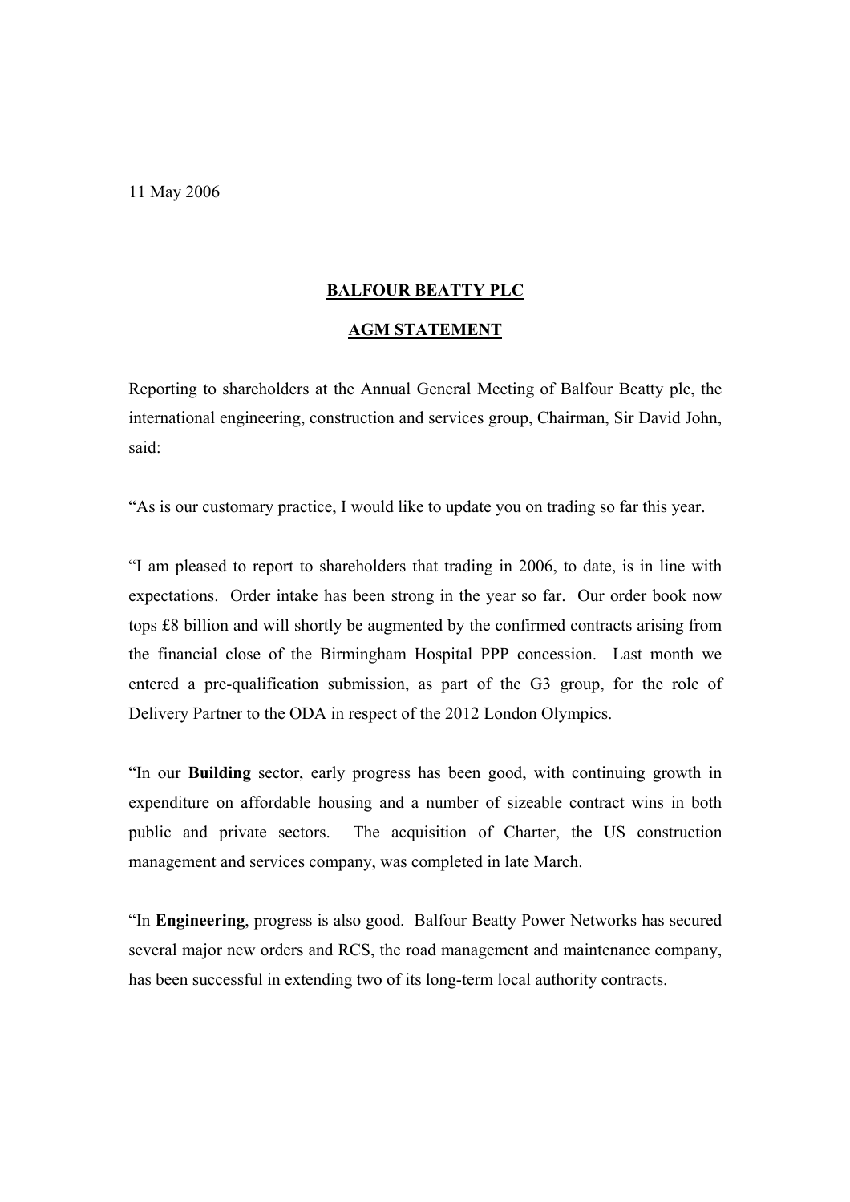11 May 2006

# BALFOUR BEATTY PLC

## AGM STATEMENT

Reporting to shareholders at the Annual General Meeting of Balfour Beatty plc, the international engineering, construction and services group, Chairman, Sir David John, said:

"As is our customary practice, I would like to update you on trading so far this year.

"I am pleased to report to shareholders that trading in 2006, to date, is in line with expectations. Order intake has been strong in the year so far. Our order book now tops £8 billion and will shortly be augmented by the confirmed contracts arising from the financial close of the Birmingham Hospital PPP concession. Last month we entered a pre-qualification submission, as part of the G3 group, for the role of Delivery Partner to the ODA in respect of the 2012 London Olympics.

"In our **Building** sector, early progress has been good, with continuing growth in expenditure on affordable housing and a number of sizeable contract wins in both public and private sectors. The acquisition of Charter, the US construction management and services company, was completed in late March.

"In **Engineering**, progress is also good. Balfour Beatty Power Networks has secured several major new orders and RCS, the road management and maintenance company, has been successful in extending two of its long-term local authority contracts.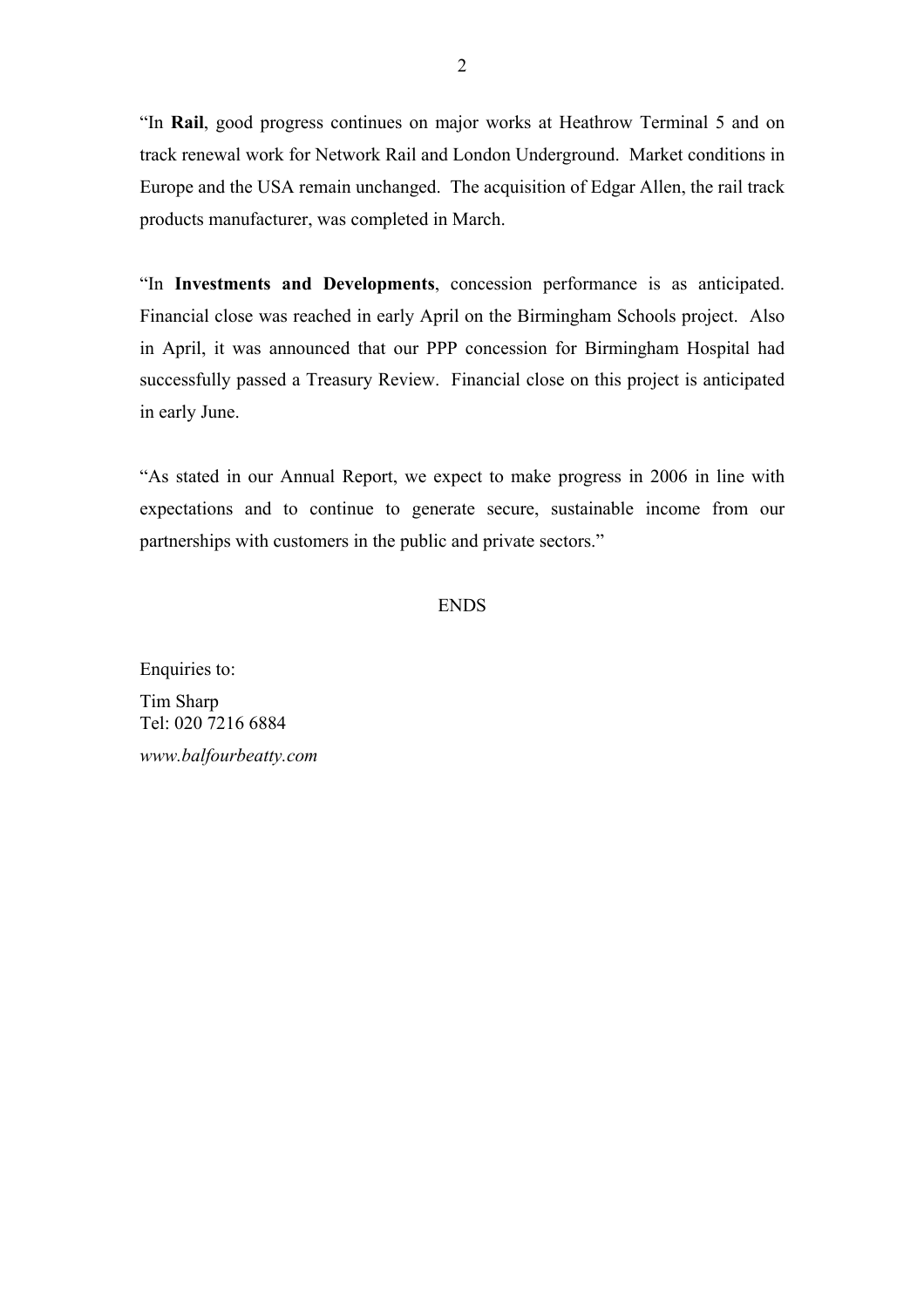"In **Rail**, good progress continues on major works at Heathrow Terminal 5 and on track renewal work for Network Rail and London Underground. Market conditions in Europe and the USA remain unchanged. The acquisition of Edgar Allen, the rail track products manufacturer, was completed in March.

"In **Investments and Developments**, concession performance is as anticipated. Financial close was reached in early April on the Birmingham Schools project. Also in April, it was announced that our PPP concession for Birmingham Hospital had successfully passed a Treasury Review. Financial close on this project is anticipated in early June.

"As stated in our Annual Report, we expect to make progress in 2006 in line with expectations and to continue to generate secure, sustainable income from our partnerships with customers in the public and private sectors."

ENDS

Enquiries to:

Tim Sharp
Tel: 020 7216 6884

*www.balfourbeatty.com*